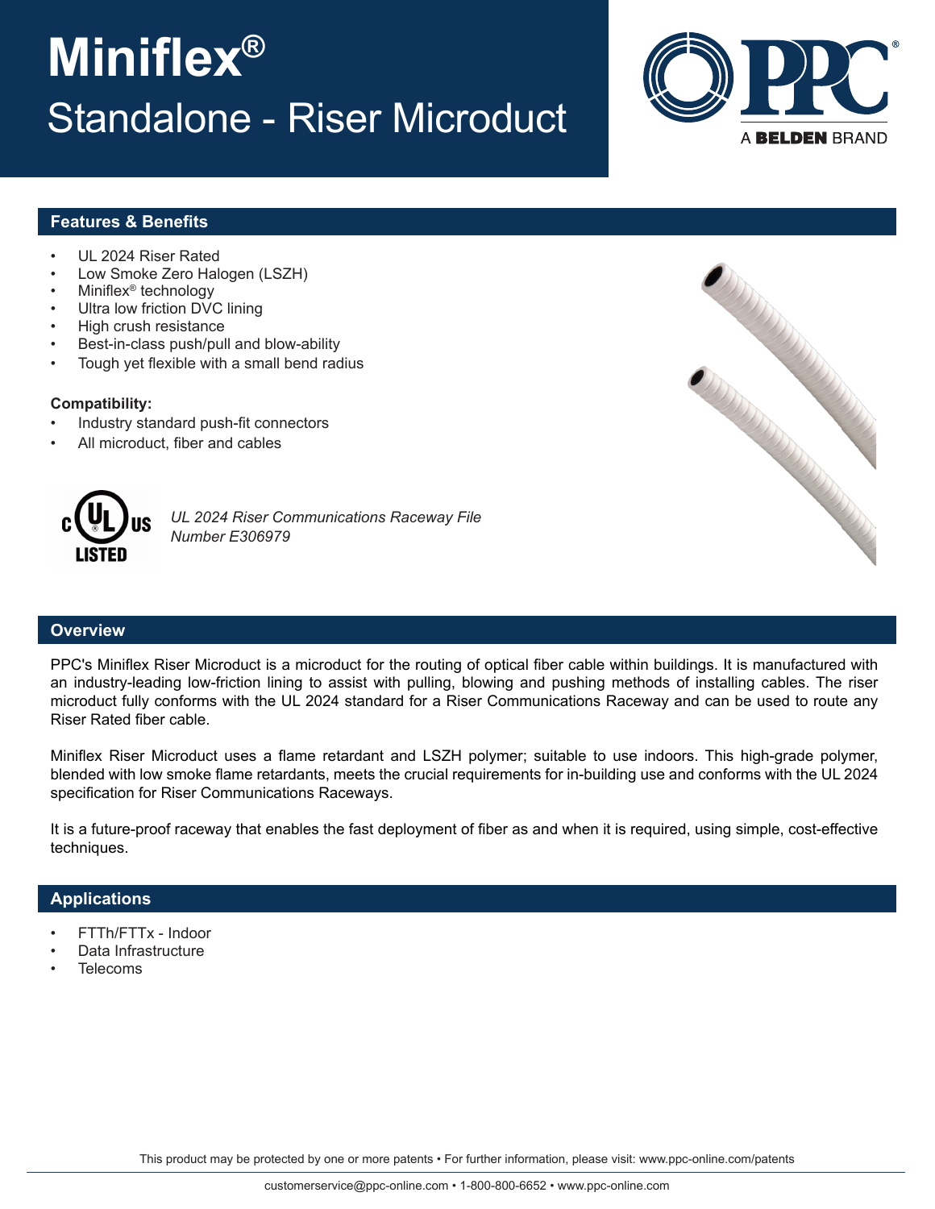# Miniflex®

## Standalone - Riser Microduct

PPC® A BELDEN BRAND

## Features & Benefits

- UL 2024 Riser Rated
- Low Smoke Zero Halogen (LSZH)
- Miniflex® technology
- Ultra low friction DVC lining
- High crush resistance
- Best-in-class push/pull and blow-ability
- Tough yet flexible with a small bend radius

**Compatibility:**

- Industry standard push-fit connectors
- All microduct, fiber and cables

c UL us LISTED

*UL 2024 Riser Communications Raceway File Number E306979*

## Overview

PPC's Miniflex Riser Microduct is a microduct for the routing of optical fiber cable within buildings. It is manufactured with an industry-leading low-friction lining to assist with pulling, blowing and pushing methods of installing cables. The riser microduct fully conforms with the UL 2024 standard for a Riser Communications Raceway and can be used to route any Riser Rated fiber cable.

Miniflex Riser Microduct uses a flame retardant and LSZH polymer; suitable to use indoors. This high-grade polymer, blended with low smoke flame retardants, meets the crucial requirements for in-building use and conforms with the UL 2024 specification for Riser Communications Raceways.

It is a future-proof raceway that enables the fast deployment of fiber as and when it is required, using simple, cost-effective techniques.

## Applications

- FTTh/FTTx - Indoor
- Data Infrastructure
- Telecoms

This product may be protected by one or more patents • For further information, please visit: www.ppc-online.com/patents

customerservice@ppc-online.com • 1-800-800-6652 • www.ppc-online.com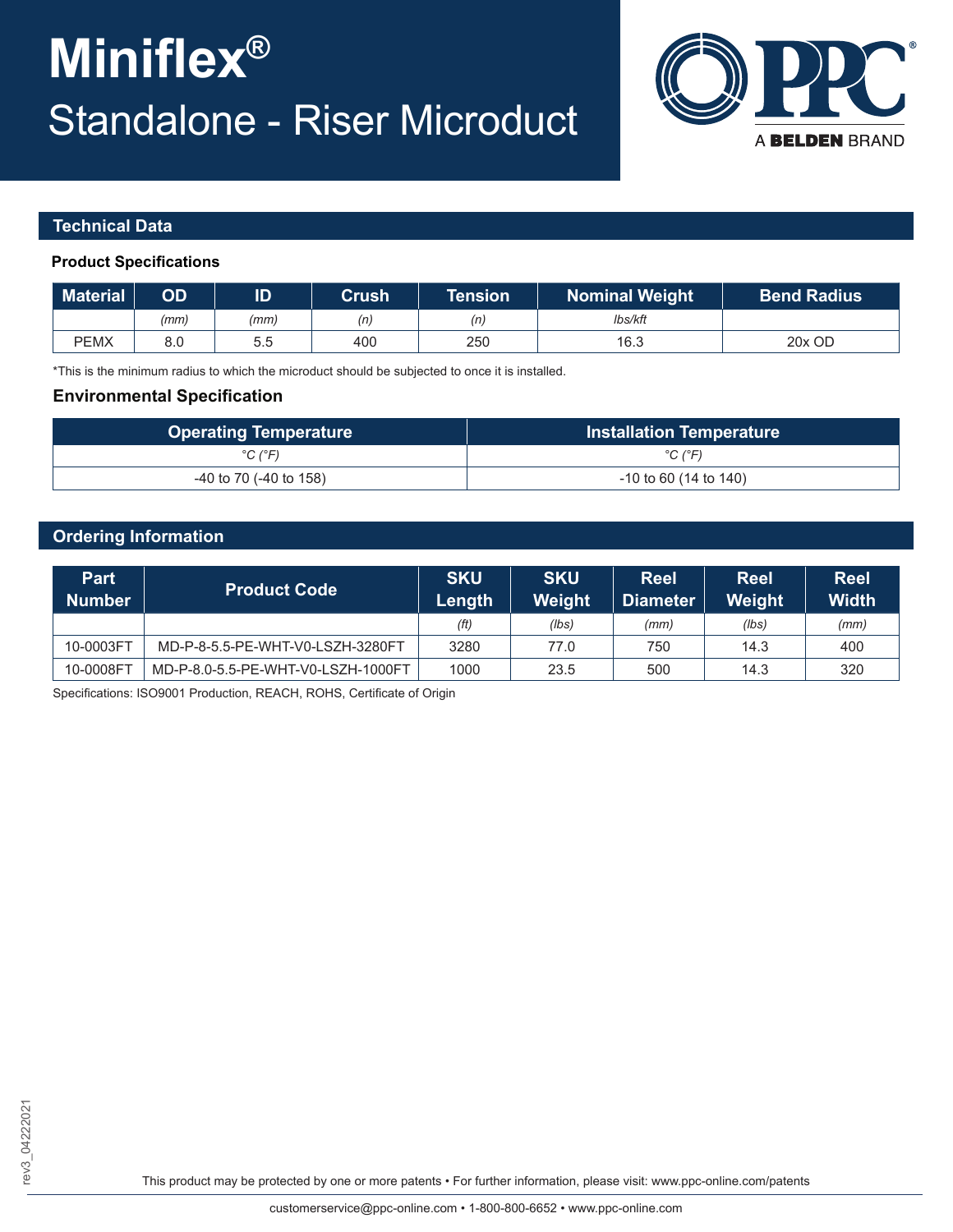# Miniflex®

## Standalone - Riser Microduct

PPC A BELDEN BRAND

## Technical Data

### Product Specifications

| Material | OD | ID | Crush | Tension | Nominal Weight | Bend Radius |
|---|---|---|---|---|---|---|
| | *(mm)* | *(mm)* | *(n)* | *(n)* | *lbs/kft* | |
| PEMX | 8.0 | 5.5 | 400 | 250 | 16.3 | 20x OD |

*This is the minimum radius to which the microduct should be subjected to once it is installed.

### Environmental Specification

| Operating Temperature | Installation Temperature |
|---|---|
| *°C (°F)* | *°C (°F)* |
| -40 to 70 (-40 to 158) | -10 to 60 (14 to 140) |

## Ordering Information

| Part Number | Product Code | SKU Length | SKU Weight | Reel Diameter | Reel Weight | Reel Width |
|---|---|---|---|---|---|---|
| | | *(ft)* | *(lbs)* | *(mm)* | *(lbs)* | *(mm)* |
| 10-0003FT | MD-P-8-5.5-PE-WHT-V0-LSZH-3280FT | 3280 | 77.0 | 750 | 14.3 | 400 |
| 10-0008FT | MD-P-8.0-5.5-PE-WHT-V0-LSZH-1000FT | 1000 | 23.5 | 500 | 14.3 | 320 |

Specifications: ISO9001 Production, REACH, ROHS, Certificate of Origin

rev3_04222021

This product may be protected by one or more patents • For further information, please visit: www.ppc-online.com/patents

customerservice@ppc-online.com • 1-800-800-6652 • www.ppc-online.com